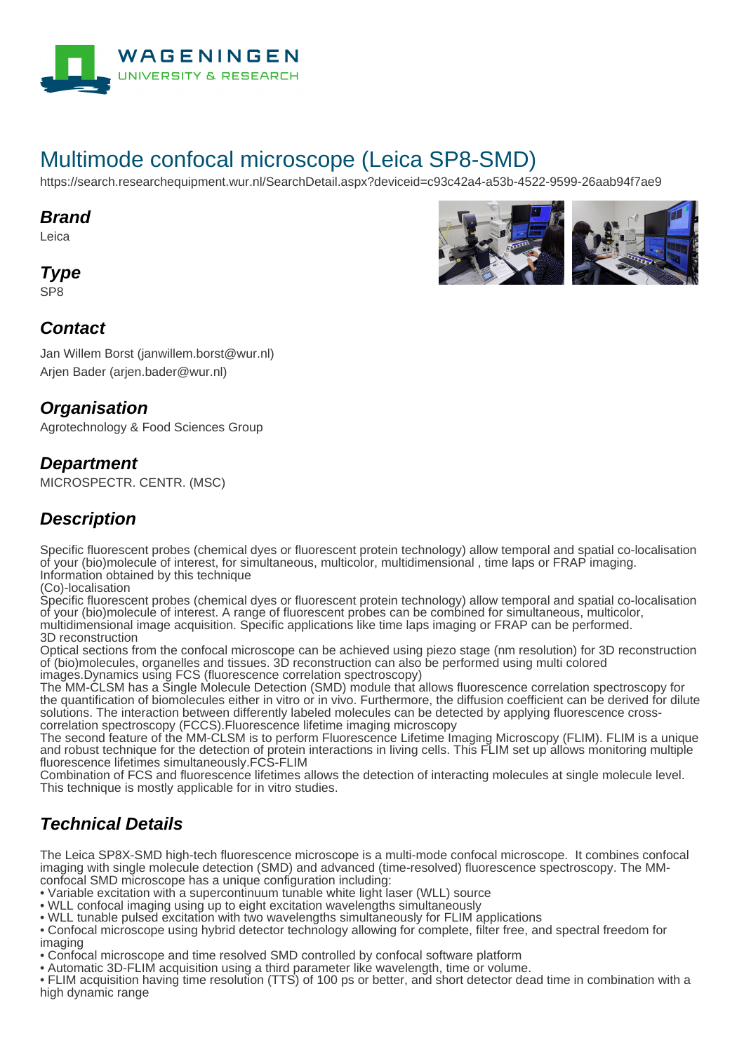# Multimode confocal microscope (Leica SP8-SMD)

https://search.researchequipment.wur.nl/SearchDetail.aspx?deviceid=c93c42a4-a53b-4522-9599-26aab94f7ae9

## Brand

Leica

## Type

SP8

## Contact

Jan Willem Borst (janwillem.borst@wur.nl)
Arjen Bader (arjen.bader@wur.nl)

## Organisation

Agrotechnology & Food Sciences Group

## Department

MICROSPECTR. CENTR. (MSC)

## Description

Specific fluorescent probes (chemical dyes or fluorescent protein technology) allow temporal and spatial co-localisation of your (bio)molecule of interest, for simultaneous, multicolor, multidimensional , time laps or FRAP imaging.
Information obtained by this technique
(Co)-localisation
Specific fluorescent probes (chemical dyes or fluorescent protein technology) allow temporal and spatial co-localisation of your (bio)molecule of interest. A range of fluorescent probes can be combined for simultaneous, multicolor, multidimensional image acquisition. Specific applications like time laps imaging or FRAP can be performed.
3D reconstruction
Optical sections from the confocal microscope can be achieved using piezo stage (nm resolution) for 3D reconstruction of (bio)molecules, organelles and tissues. 3D reconstruction can also be performed using multi colored images.Dynamics using FCS (fluorescence correlation spectroscopy)
The MM-CLSM has a Single Molecule Detection (SMD) module that allows fluorescence correlation spectroscopy for the quantification of biomolecules either in vitro or in vivo. Furthermore, the diffusion coefficient can be derived for dilute solutions. The interaction between differently labeled molecules can be detected by applying fluorescence cross-correlation spectroscopy (FCCS).Fluorescence lifetime imaging microscopy
The second feature of the MM-CLSM is to perform Fluorescence Lifetime Imaging Microscopy (FLIM). FLIM is a unique and robust technique for the detection of protein interactions in living cells. This FLIM set up allows monitoring multiple fluorescence lifetimes simultaneously.FCS-FLIM
Combination of FCS and fluorescence lifetimes allows the detection of interacting molecules at single molecule level. This technique is mostly applicable for in vitro studies.

## Technical Details

The Leica SP8X-SMD high-tech fluorescence microscope is a multi-mode confocal microscope. It combines confocal imaging with single molecule detection (SMD) and advanced (time-resolved) fluorescence spectroscopy. The MM-confocal SMD microscope has a unique configuration including:

- Variable excitation with a supercontinuum tunable white light laser (WLL) source
- WLL confocal imaging using up to eight excitation wavelengths simultaneously
- WLL tunable pulsed excitation with two wavelengths simultaneously for FLIM applications
- Confocal microscope using hybrid detector technology allowing for complete, filter free, and spectral freedom for imaging
- Confocal microscope and time resolved SMD controlled by confocal software platform
- Automatic 3D-FLIM acquisition using a third parameter like wavelength, time or volume.
- FLIM acquisition having time resolution (TTS) of 100 ps or better, and short detector dead time in combination with a high dynamic range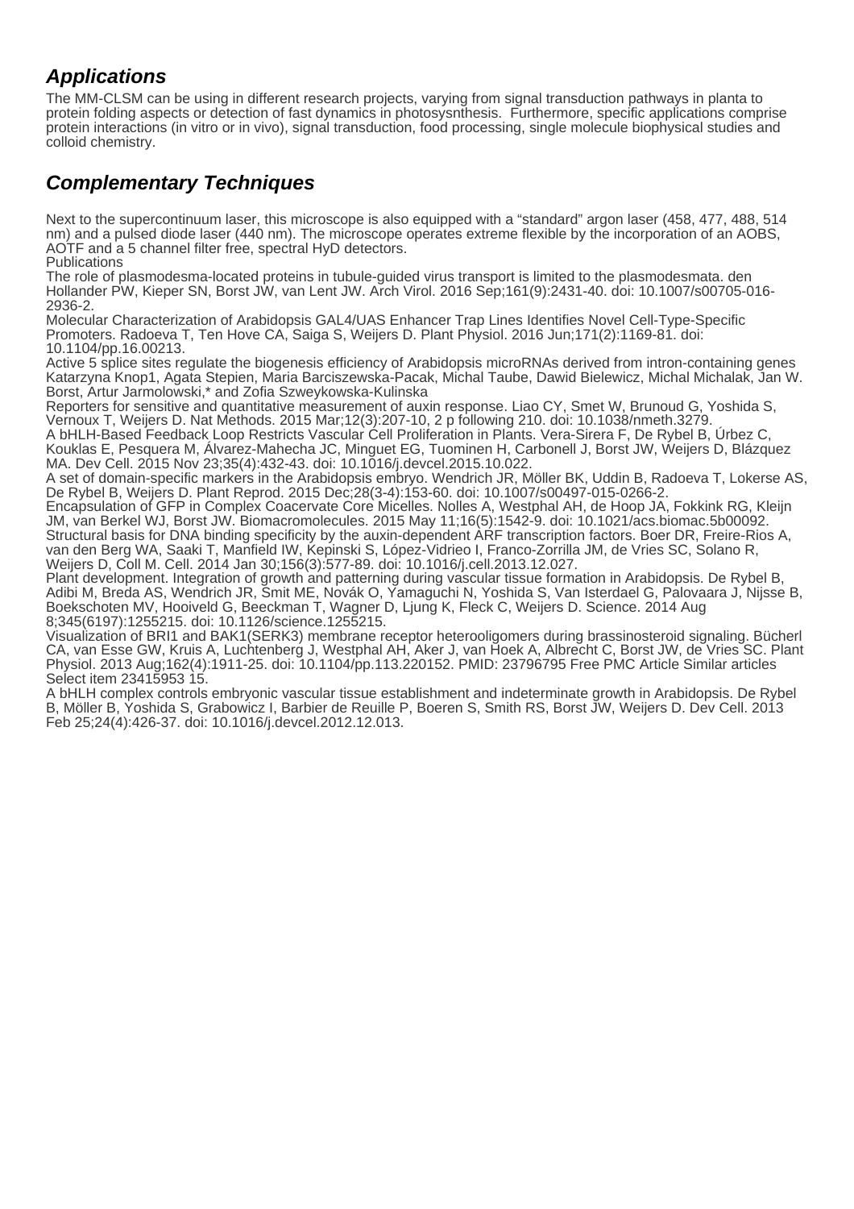## *Applications*

The MM-CLSM can be using in different research projects, varying from signal transduction pathways in planta to protein folding aspects or detection of fast dynamics in photosysnthesis. Furthermore, specific applications comprise protein interactions (in vitro or in vivo), signal transduction, food processing, single molecule biophysical studies and colloid chemistry.

## *Complementary Techniques*

Next to the supercontinuum laser, this microscope is also equipped with a "standard" argon laser (458, 477, 488, 514 nm) and a pulsed diode laser (440 nm). The microscope operates extreme flexible by the incorporation of an AOBS, AOTF and a 5 channel filter free, spectral HyD detectors.
Publications
The role of plasmodesma-located proteins in tubule-guided virus transport is limited to the plasmodesmata. den Hollander PW, Kieper SN, Borst JW, van Lent JW. Arch Virol. 2016 Sep;161(9):2431-40. doi: 10.1007/s00705-016-2936-2.
Molecular Characterization of Arabidopsis GAL4/UAS Enhancer Trap Lines Identifies Novel Cell-Type-Specific Promoters. Radoeva T, Ten Hove CA, Saiga S, Weijers D. Plant Physiol. 2016 Jun;171(2):1169-81. doi: 10.1104/pp.16.00213.
Active 5 splice sites regulate the biogenesis efficiency of Arabidopsis microRNAs derived from intron-containing genes Katarzyna Knop1, Agata Stepien, Maria Barciszewska-Pacak, Michal Taube, Dawid Bielewicz, Michal Michalak, Jan W. Borst, Artur Jarmolowski,* and Zofia Szweykowska-Kulinska
Reporters for sensitive and quantitative measurement of auxin response. Liao CY, Smet W, Brunoud G, Yoshida S, Vernoux T, Weijers D. Nat Methods. 2015 Mar;12(3):207-10, 2 p following 210. doi: 10.1038/nmeth.3279.
A bHLH-Based Feedback Loop Restricts Vascular Cell Proliferation in Plants. Vera-Sirera F, De Rybel B, Úrbez C, Kouklas E, Pesquera M, Álvarez-Mahecha JC, Minguet EG, Tuominen H, Carbonell J, Borst JW, Weijers D, Blázquez MA. Dev Cell. 2015 Nov 23;35(4):432-43. doi: 10.1016/j.devcel.2015.10.022.
A set of domain-specific markers in the Arabidopsis embryo. Wendrich JR, Möller BK, Uddin B, Radoeva T, Lokerse AS, De Rybel B, Weijers D. Plant Reprod. 2015 Dec;28(3-4):153-60. doi: 10.1007/s00497-015-0266-2.
Encapsulation of GFP in Complex Coacervate Core Micelles. Nolles A, Westphal AH, de Hoop JA, Fokkink RG, Kleijn JM, van Berkel WJ, Borst JW. Biomacromolecules. 2015 May 11;16(5):1542-9. doi: 10.1021/acs.biomac.5b00092.
Structural basis for DNA binding specificity by the auxin-dependent ARF transcription factors. Boer DR, Freire-Rios A, van den Berg WA, Saaki T, Manfield IW, Kepinski S, López-Vidrieo I, Franco-Zorrilla JM, de Vries SC, Solano R, Weijers D, Coll M. Cell. 2014 Jan 30;156(3):577-89. doi: 10.1016/j.cell.2013.12.027.
Plant development. Integration of growth and patterning during vascular tissue formation in Arabidopsis. De Rybel B, Adibi M, Breda AS, Wendrich JR, Smit ME, Novák O, Yamaguchi N, Yoshida S, Van Isterdael G, Palovaara J, Nijsse B, Boekschoten MV, Hooiveld G, Beeckman T, Wagner D, Ljung K, Fleck C, Weijers D. Science. 2014 Aug 8;345(6197):1255215. doi: 10.1126/science.1255215.
Visualization of BRI1 and BAK1(SERK3) membrane receptor heterooligomers during brassinosteroid signaling. Bücherl CA, van Esse GW, Kruis A, Luchtenberg J, Westphal AH, Aker J, van Hoek A, Albrecht C, Borst JW, de Vries SC. Plant Physiol. 2013 Aug;162(4):1911-25. doi: 10.1104/pp.113.220152. PMID: 23796795 Free PMC Article Similar articles Select item 23415953 15.
A bHLH complex controls embryonic vascular tissue establishment and indeterminate growth in Arabidopsis. De Rybel B, Möller B, Yoshida S, Grabowicz I, Barbier de Reuille P, Boeren S, Smith RS, Borst JW, Weijers D. Dev Cell. 2013 Feb 25;24(4):426-37. doi: 10.1016/j.devcel.2012.12.013.